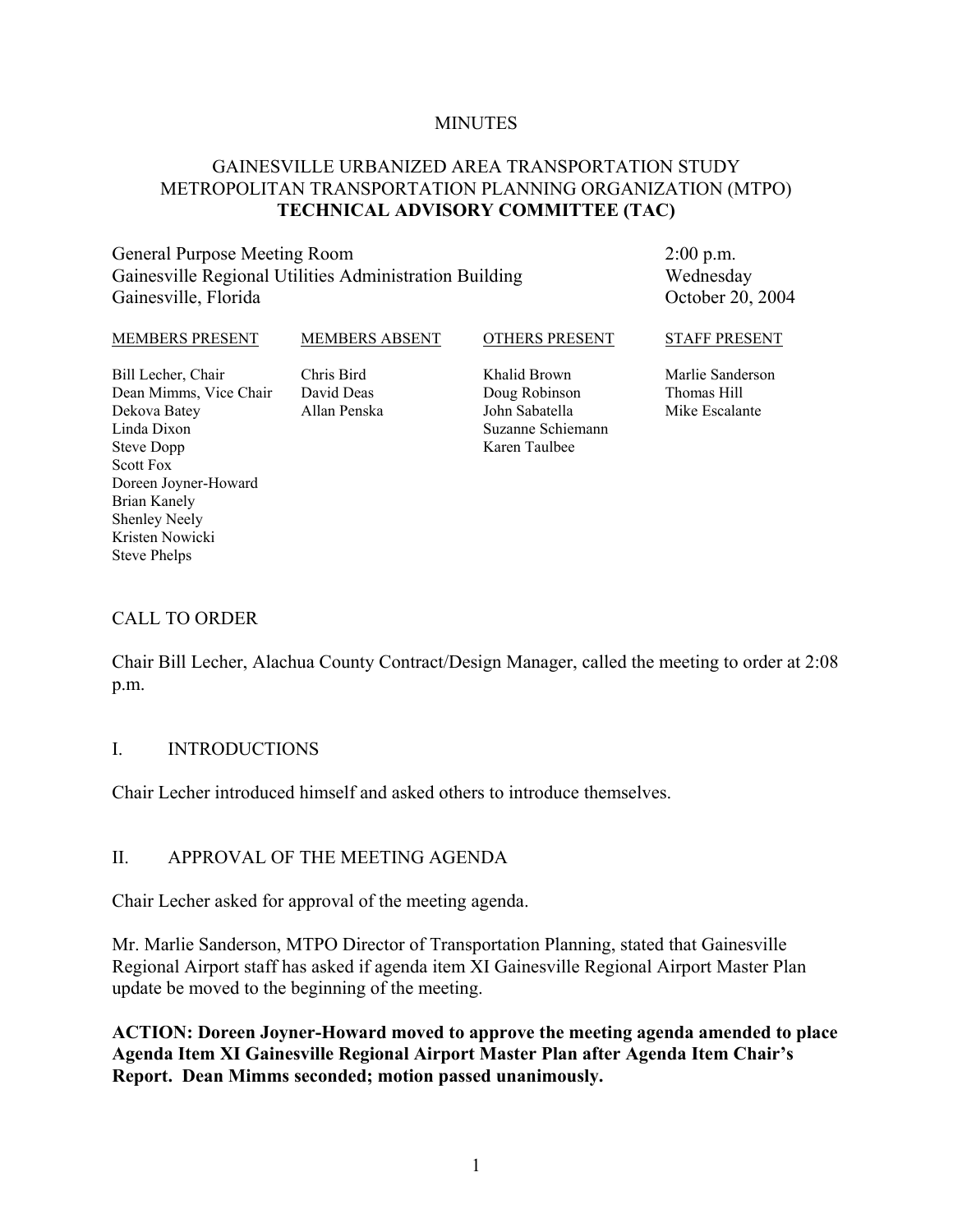MINUTES

# GAINESVILLE URBANIZED AREA TRANSPORTATION STUDY
# METROPOLITAN TRANSPORTATION PLANNING ORGANIZATION (MTPO)
# TECHNICAL ADVISORY COMMITTEE (TAC)

General Purpose Meeting Room
Gainesville Regional Utilities Administration Building
Gainesville, Florida

2:00 p.m.
Wednesday
October 20, 2004

| MEMBERS PRESENT | MEMBERS ABSENT | OTHERS PRESENT | STAFF PRESENT |
|---|---|---|---|
| Bill Lecher, Chair | Chris Bird | Khalid Brown | Marlie Sanderson |
| Dean Mimms, Vice Chair | David Deas | Doug Robinson | Thomas Hill |
| Dekova Batey | Allan Penska | John Sabatella | Mike Escalante |
| Linda Dixon | | Suzanne Schiemann | |
| Steve Dopp | | Karen Taulbee | |
| Scott Fox | | | |
| Doreen Joyner-Howard | | | |
| Brian Kanely | | | |
| Shenley Neely | | | |
| Kristen Nowicki | | | |
| Steve Phelps | | | |

## CALL TO ORDER

Chair Bill Lecher, Alachua County Contract/Design Manager, called the meeting to order at 2:08 p.m.

## I. INTRODUCTIONS

Chair Lecher introduced himself and asked others to introduce themselves.

## II. APPROVAL OF THE MEETING AGENDA

Chair Lecher asked for approval of the meeting agenda.

Mr. Marlie Sanderson, MTPO Director of Transportation Planning, stated that Gainesville Regional Airport staff has asked if agenda item XI Gainesville Regional Airport Master Plan update be moved to the beginning of the meeting.

**ACTION: Doreen Joyner-Howard moved to approve the meeting agenda amended to place Agenda Item XI Gainesville Regional Airport Master Plan after Agenda Item Chair's Report. Dean Mimms seconded; motion passed unanimously.**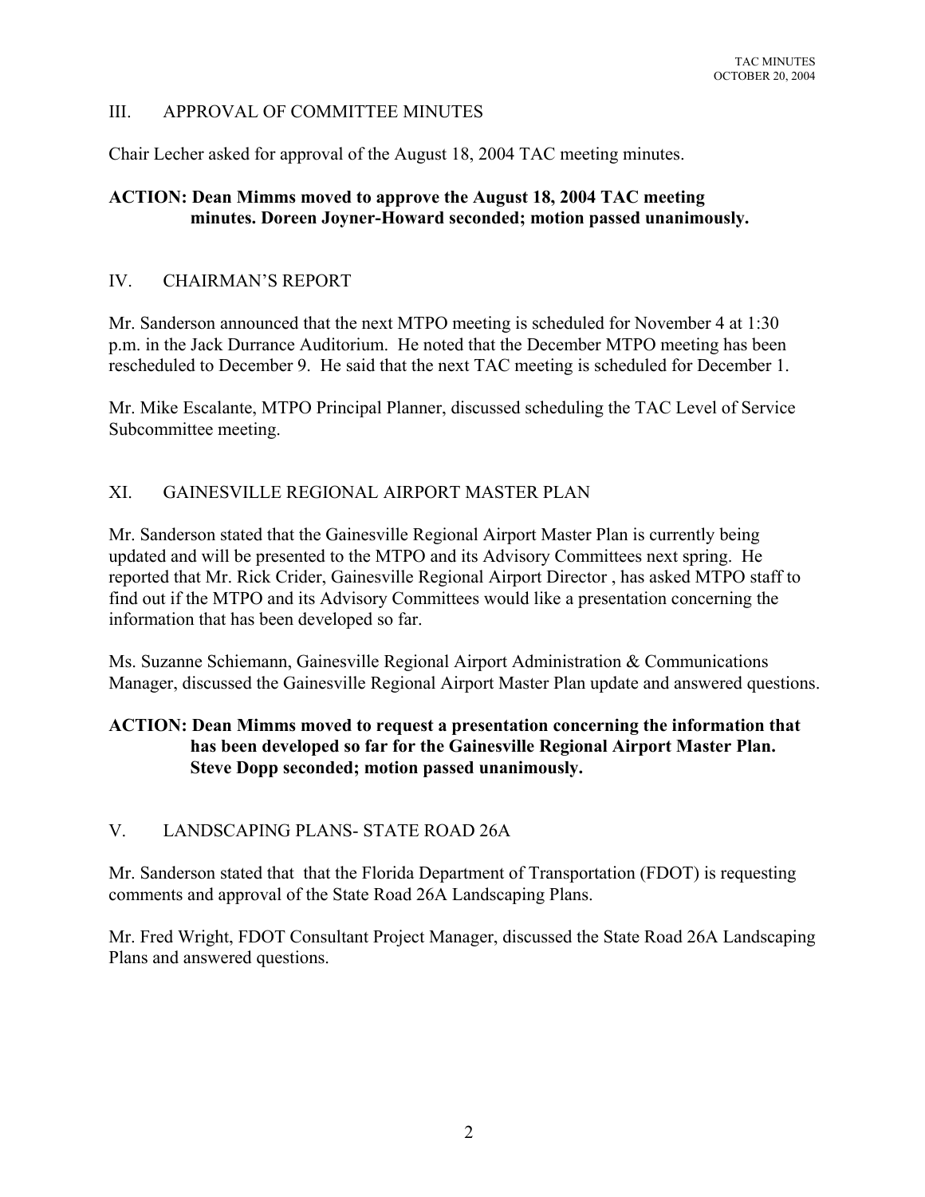## III. APPROVAL OF COMMITTEE MINUTES

Chair Lecher asked for approval of the August 18, 2004 TAC meeting minutes.

**ACTION: Dean Mimms moved to approve the August 18, 2004 TAC meeting minutes. Doreen Joyner-Howard seconded; motion passed unanimously.**

## IV. CHAIRMAN'S REPORT

Mr. Sanderson announced that the next MTPO meeting is scheduled for November 4 at 1:30 p.m. in the Jack Durrance Auditorium. He noted that the December MTPO meeting has been rescheduled to December 9. He said that the next TAC meeting is scheduled for December 1.

Mr. Mike Escalante, MTPO Principal Planner, discussed scheduling the TAC Level of Service Subcommittee meeting.

## XI. GAINESVILLE REGIONAL AIRPORT MASTER PLAN

Mr. Sanderson stated that the Gainesville Regional Airport Master Plan is currently being updated and will be presented to the MTPO and its Advisory Committees next spring. He reported that Mr. Rick Crider, Gainesville Regional Airport Director , has asked MTPO staff to find out if the MTPO and its Advisory Committees would like a presentation concerning the information that has been developed so far.

Ms. Suzanne Schiemann, Gainesville Regional Airport Administration & Communications Manager, discussed the Gainesville Regional Airport Master Plan update and answered questions.

**ACTION: Dean Mimms moved to request a presentation concerning the information that has been developed so far for the Gainesville Regional Airport Master Plan. Steve Dopp seconded; motion passed unanimously.**

## V. LANDSCAPING PLANS- STATE ROAD 26A

Mr. Sanderson stated that that the Florida Department of Transportation (FDOT) is requesting comments and approval of the State Road 26A Landscaping Plans.

Mr. Fred Wright, FDOT Consultant Project Manager, discussed the State Road 26A Landscaping Plans and answered questions.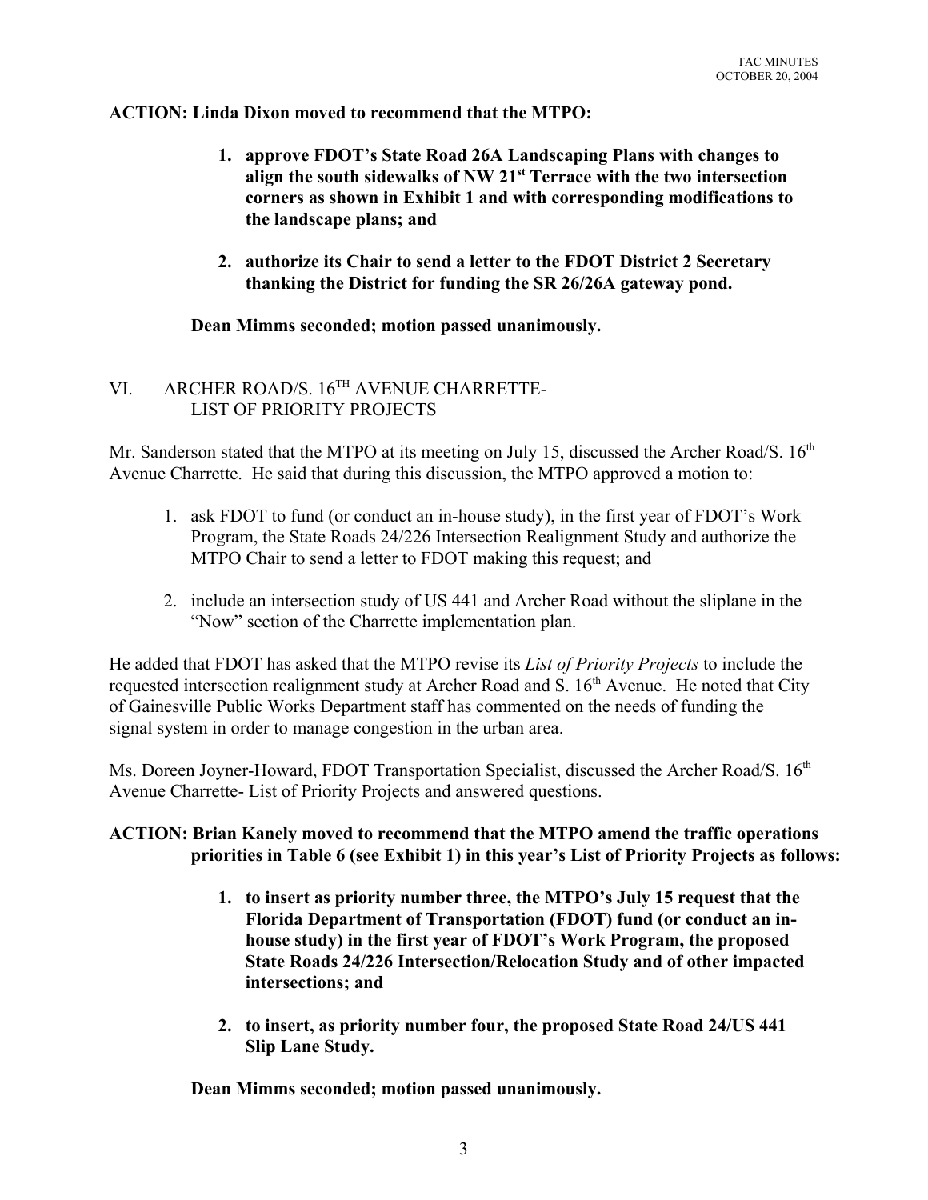**ACTION: Linda Dixon moved to recommend that the MTPO:**

1. **approve FDOT's State Road 26A Landscaping Plans with changes to align the south sidewalks of NW 21st Terrace with the two intersection corners as shown in Exhibit 1 and with corresponding modifications to the landscape plans; and**

2. **authorize its Chair to send a letter to the FDOT District 2 Secretary thanking the District for funding the SR 26/26A gateway pond.**

**Dean Mimms seconded; motion passed unanimously.**

## VI. ARCHER ROAD/S. 16TH AVENUE CHARRETTE- LIST OF PRIORITY PROJECTS

Mr. Sanderson stated that the MTPO at its meeting on July 15, discussed the Archer Road/S. 16th Avenue Charrette. He said that during this discussion, the MTPO approved a motion to:

1. ask FDOT to fund (or conduct an in-house study), in the first year of FDOT's Work Program, the State Roads 24/226 Intersection Realignment Study and authorize the MTPO Chair to send a letter to FDOT making this request; and

2. include an intersection study of US 441 and Archer Road without the sliplane in the "Now" section of the Charrette implementation plan.

He added that FDOT has asked that the MTPO revise its *List of Priority Projects* to include the requested intersection realignment study at Archer Road and S. 16th Avenue. He noted that City of Gainesville Public Works Department staff has commented on the needs of funding the signal system in order to manage congestion in the urban area.

Ms. Doreen Joyner-Howard, FDOT Transportation Specialist, discussed the Archer Road/S. 16th Avenue Charrette- List of Priority Projects and answered questions.

**ACTION: Brian Kanely moved to recommend that the MTPO amend the traffic operations priorities in Table 6 (see Exhibit 1) in this year's List of Priority Projects as follows:**

1. **to insert as priority number three, the MTPO's July 15 request that the Florida Department of Transportation (FDOT) fund (or conduct an in-house study) in the first year of FDOT's Work Program, the proposed State Roads 24/226 Intersection/Relocation Study and of other impacted intersections; and**

2. **to insert, as priority number four, the proposed State Road 24/US 441 Slip Lane Study.**

**Dean Mimms seconded; motion passed unanimously.**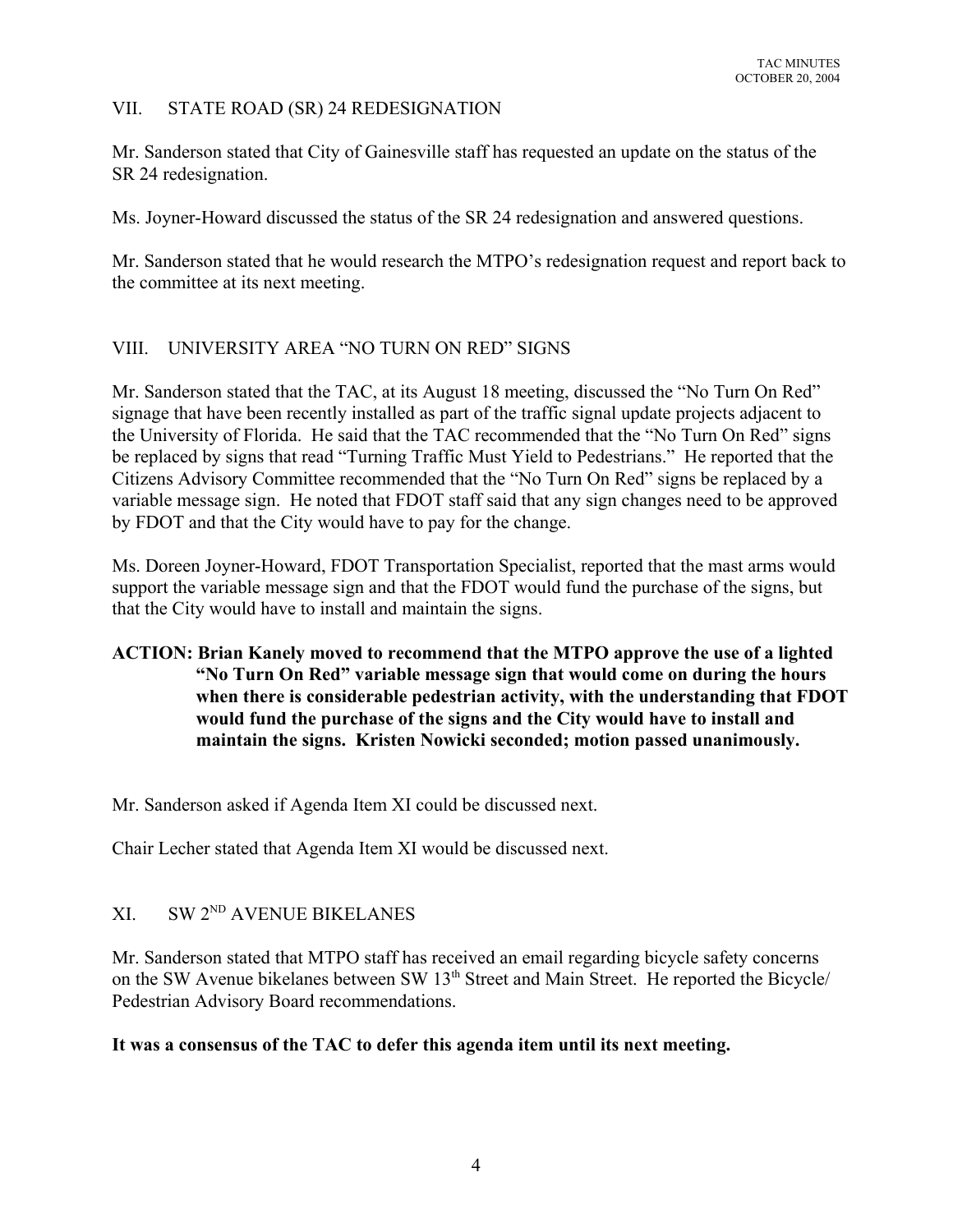## VII. STATE ROAD (SR) 24 REDESIGNATION

Mr. Sanderson stated that City of Gainesville staff has requested an update on the status of the SR 24 redesignation.

Ms. Joyner-Howard discussed the status of the SR 24 redesignation and answered questions.

Mr. Sanderson stated that he would research the MTPO's redesignation request and report back to the committee at its next meeting.

## VIII. UNIVERSITY AREA "NO TURN ON RED" SIGNS

Mr. Sanderson stated that the TAC, at its August 18 meeting, discussed the "No Turn On Red" signage that have been recently installed as part of the traffic signal update projects adjacent to the University of Florida. He said that the TAC recommended that the "No Turn On Red" signs be replaced by signs that read "Turning Traffic Must Yield to Pedestrians." He reported that the Citizens Advisory Committee recommended that the "No Turn On Red" signs be replaced by a variable message sign. He noted that FDOT staff said that any sign changes need to be approved by FDOT and that the City would have to pay for the change.

Ms. Doreen Joyner-Howard, FDOT Transportation Specialist, reported that the mast arms would support the variable message sign and that the FDOT would fund the purchase of the signs, but that the City would have to install and maintain the signs.

**ACTION: Brian Kanely moved to recommend that the MTPO approve the use of a lighted "No Turn On Red" variable message sign that would come on during the hours when there is considerable pedestrian activity, with the understanding that FDOT would fund the purchase of the signs and the City would have to install and maintain the signs. Kristen Nowicki seconded; motion passed unanimously.**

Mr. Sanderson asked if Agenda Item XI could be discussed next.

Chair Lecher stated that Agenda Item XI would be discussed next.

## XI. SW 2ND AVENUE BIKELANES

Mr. Sanderson stated that MTPO staff has received an email regarding bicycle safety concerns on the SW Avenue bikelanes between SW 13th Street and Main Street. He reported the Bicycle/ Pedestrian Advisory Board recommendations.

**It was a consensus of the TAC to defer this agenda item until its next meeting.**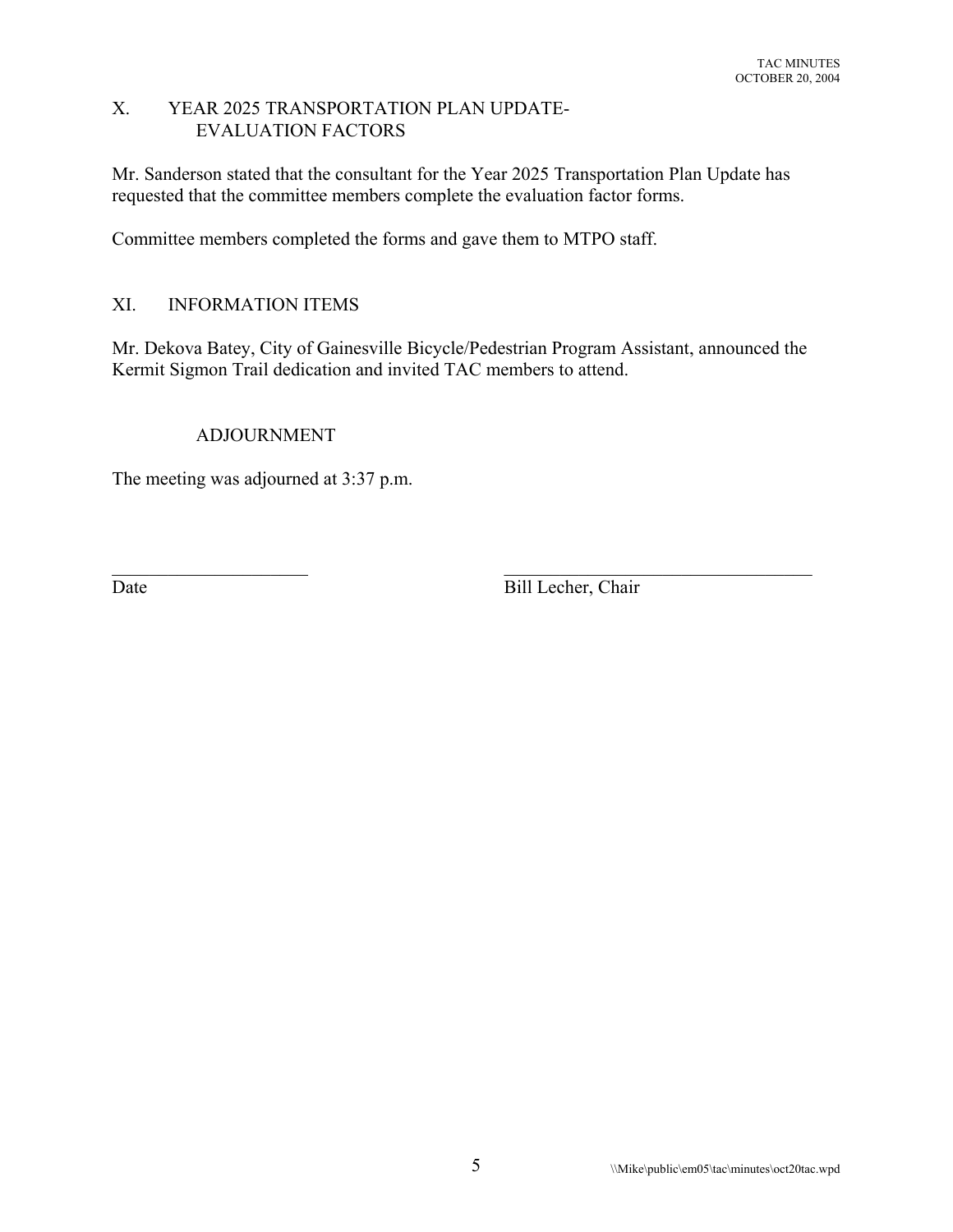## X. YEAR 2025 TRANSPORTATION PLAN UPDATE- EVALUATION FACTORS

Mr. Sanderson stated that the consultant for the Year 2025 Transportation Plan Update has requested that the committee members complete the evaluation factor forms.

Committee members completed the forms and gave them to MTPO staff.

## XI. INFORMATION ITEMS

Mr. Dekova Batey, City of Gainesville Bicycle/Pedestrian Program Assistant, announced the Kermit Sigmon Trail dedication and invited TAC members to attend.

## ADJOURNMENT

The meeting was adjourned at 3:37 p.m.

\_\_\_\_\_\_\_\_\_\_\_\_\_\_\_\_\_\_\_\_\_\_ \_\_\_\_\_\_\_\_\_\_\_\_\_\_\_\_\_\_\_\_\_\_\_\_\_\_\_\_\_\_\_\_\_\_\_

Date Bill Lecher, Chair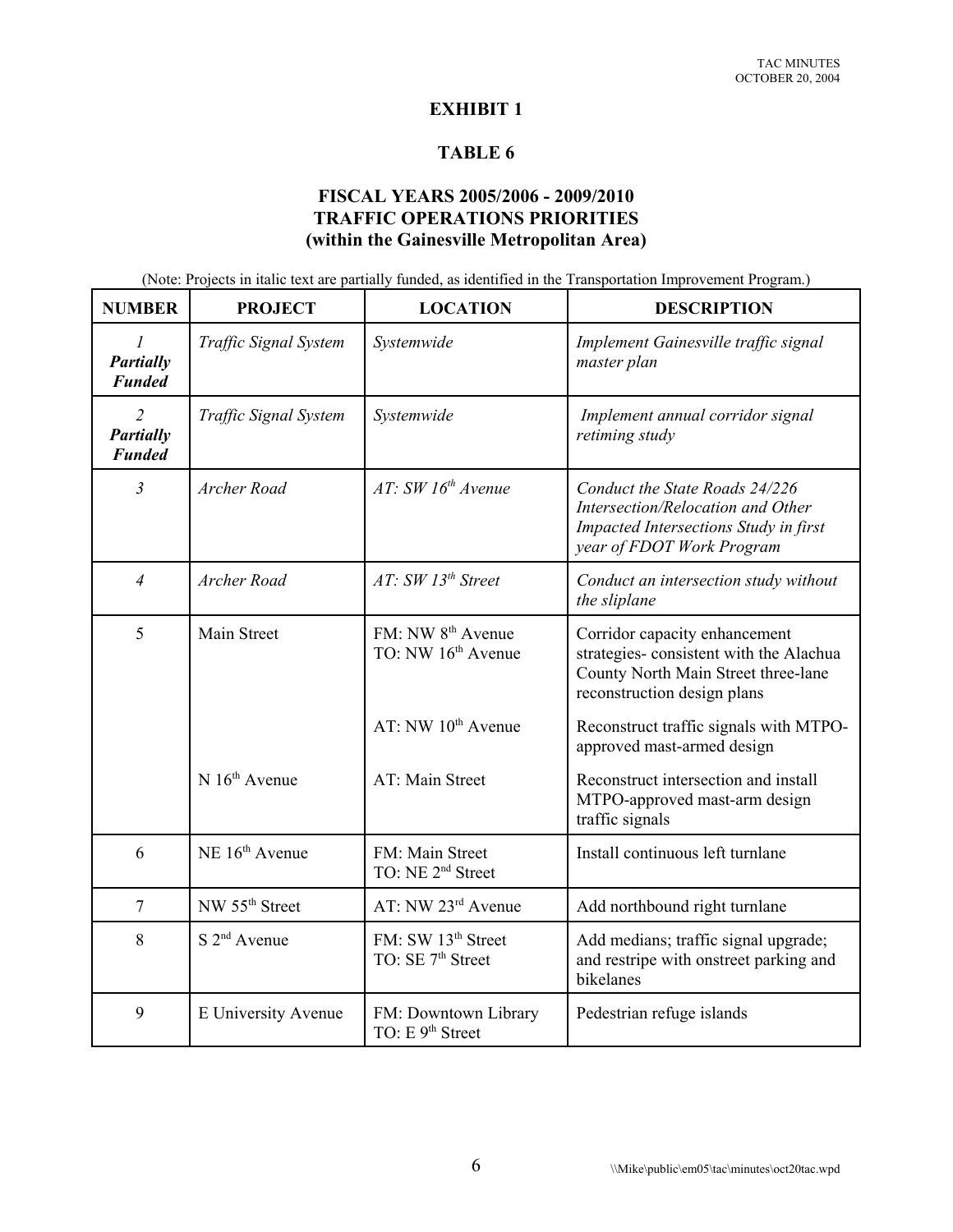# EXHIBIT 1

## TABLE 6

### FISCAL YEARS 2005/2006 - 2009/2010
### TRAFFIC OPERATIONS PRIORITIES
### (within the Gainesville Metropolitan Area)

(Note: Projects in italic text are partially funded, as identified in the Transportation Improvement Program.)

| NUMBER | PROJECT | LOCATION | DESCRIPTION |
|---|---|---|---|
| *1* ***Partially Funded*** | *Traffic Signal System* | *Systemwide* | *Implement Gainesville traffic signal master plan* |
| *2* ***Partially Funded*** | *Traffic Signal System* | *Systemwide* | *Implement annual corridor signal retiming study* |
| *3* | *Archer Road* | *AT: SW 16th Avenue* | *Conduct the State Roads 24/226 Intersection/Relocation and Other Impacted Intersections Study in first year of FDOT Work Program* |
| *4* | *Archer Road* | *AT: SW 13th Street* | *Conduct an intersection study without the sliplane* |
| 5 | Main Street | FM: NW 8th Avenue TO: NW 16th Avenue | Corridor capacity enhancement strategies- consistent with the Alachua County North Main Street three-lane reconstruction design plans |
| | | AT: NW 10th Avenue | Reconstruct traffic signals with MTPO-approved mast-armed design |
| | N 16th Avenue | AT: Main Street | Reconstruct intersection and install MTPO-approved mast-arm design traffic signals |
| 6 | NE 16th Avenue | FM: Main Street TO: NE 2nd Street | Install continuous left turnlane |
| 7 | NW 55th Street | AT: NW 23rd Avenue | Add northbound right turnlane |
| 8 | S 2nd Avenue | FM: SW 13th Street TO: SE 7th Street | Add medians; traffic signal upgrade; and restripe with onstreet parking and bikelanes |
| 9 | E University Avenue | FM: Downtown Library TO: E 9th Street | Pedestrian refuge islands |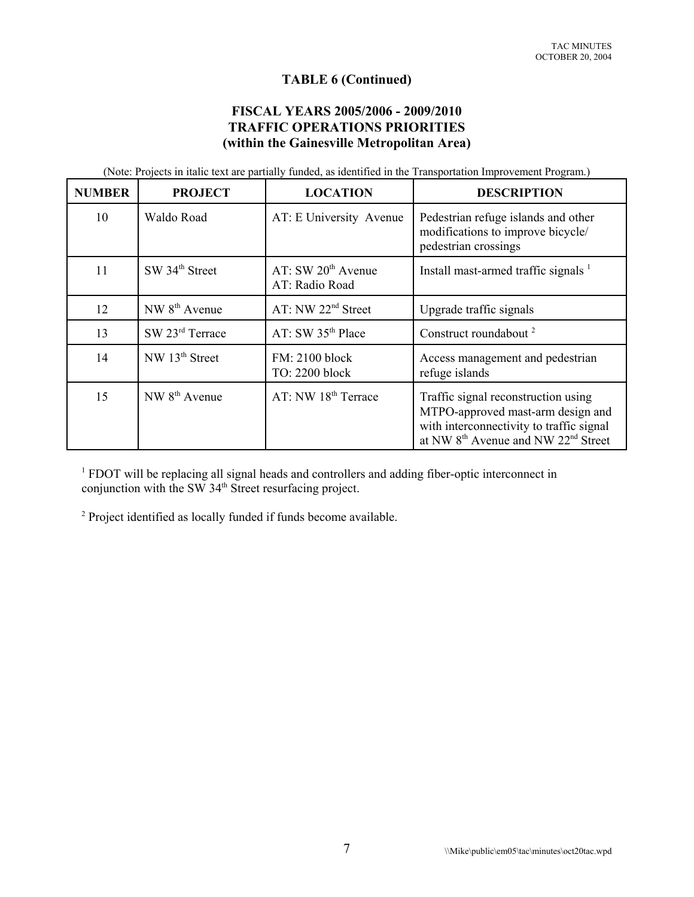## TABLE 6 (Continued)

### FISCAL YEARS 2005/2006 - 2009/2010
### TRAFFIC OPERATIONS PRIORITIES
### (within the Gainesville Metropolitan Area)

(Note: Projects in italic text are partially funded, as identified in the Transportation Improvement Program.)

| NUMBER | PROJECT | LOCATION | DESCRIPTION |
|---|---|---|---|
| 10 | Waldo Road | AT: E University Avenue | Pedestrian refuge islands and other modifications to improve bicycle/ pedestrian crossings |
| 11 | SW 34th Street | AT: SW 20th Avenue<br>AT: Radio Road | Install mast-armed traffic signals [1] |
| 12 | NW 8th Avenue | AT: NW 22nd Street | Upgrade traffic signals |
| 13 | SW 23rd Terrace | AT: SW 35th Place | Construct roundabout [2] |
| 14 | NW 13th Street | FM: 2100 block<br>TO: 2200 block | Access management and pedestrian refuge islands |
| 15 | NW 8th Avenue | AT: NW 18th Terrace | Traffic signal reconstruction using MTPO-approved mast-arm design and with interconnectivity to traffic signal at NW 8th Avenue and NW 22nd Street |

[1] FDOT will be replacing all signal heads and controllers and adding fiber-optic interconnect in conjunction with the SW 34th Street resurfacing project.

[2] Project identified as locally funded if funds become available.